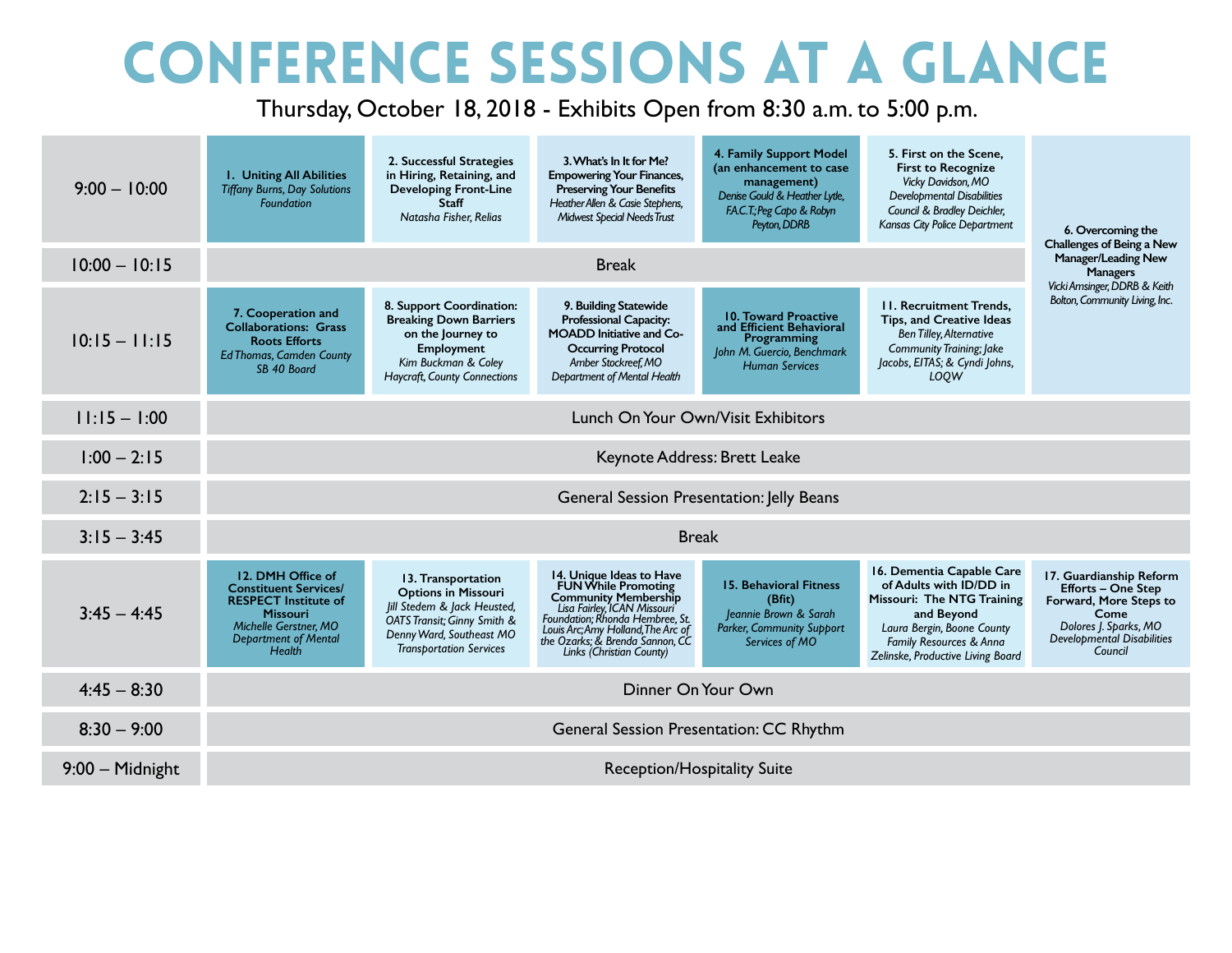# CONFERENCE SESSIONS AT A GLANCE

Thursday, October 18, 2018 - Exhibits Open from 8:30 a.m. to 5:00 p.m.

| Time | | | | | | |
|---|---|---|---|---|---|---|
| 9:00 – 10:00 | **1. Uniting All Abilities** *Tiffany Burns, Day Solutions Foundation* | **2. Successful Strategies in Hiring, Retaining, and Developing Front-Line Staff** *Natasha Fisher, Relias* | **3. What's In It for Me? Empowering Your Finances, Preserving Your Benefits** *Heather Allen & Casie Stephens, Midwest Special Needs Trust* | **4. Family Support Model (an enhancement to case management)** *Denise Gould & Heather Lytle, F.A.C.T.; Peg Capo & Robyn Peyton, DDRB* | **5. First on the Scene, First to Recognize** *Vicky Davidson, MO Developmental Disabilities Council & Bradley Deichler, Kansas City Police Department* | **6. Overcoming the Challenges of Being a New Manager/Leading New Managers** *Vicki Amsinger, DDRB & Keith Bolton, Community Living, Inc.* |
| 10:00 – 10:15 | Break | | | | | |
| 10:15 – 11:15 | **7. Cooperation and Collaborations: Grass Roots Efforts** *Ed Thomas, Camden County SB 40 Board* | **8. Support Coordination: Breaking Down Barriers on the Journey to Employment** *Kim Buckman & Coley Haycraft, County Connections* | **9. Building Statewide Professional Capacity: MOADD Initiative and Co-Occurring Protocol** *Amber Stockreef, MO Department of Mental Health* | **10. Toward Proactive and Efficient Behavioral Programming** *John M. Guercio, Benchmark Human Services* | **11. Recruitment Trends, Tips, and Creative Ideas** *Ben Tilley, Alternative Community Training; Jake Jacobs, EITAS; & Cyndi Johns, LOQW* | |
| 11:15 – 1:00 | Lunch On Your Own/Visit Exhibitors | | | | | |
| 1:00 – 2:15 | Keynote Address: Brett Leake | | | | | |
| 2:15 – 3:15 | General Session Presentation: Jelly Beans | | | | | |
| 3:15 – 3:45 | Break | | | | | |
| 3:45 – 4:45 | **12. DMH Office of Constituent Services/ RESPECT Institute of Missouri** *Michelle Gerstner, MO Department of Mental Health* | **13. Transportation Options in Missouri** *Jill Stedem & Jack Heusted, OATS Transit; Ginny Smith & Denny Ward, Southeast MO Transportation Services* | **14. Unique Ideas to Have FUN While Promoting Community Membership** *Lisa Fairley, ICAN Missouri Foundation; Rhonda Hembree, St. Louis Arc; Amy Holland, The Arc of the Ozarks; & Brenda Sannon, CC Links (Christian County)* | **15. Behavioral Fitness (Bfit)** *Jeannie Brown & Sarah Parker, Community Support Services of MO* | **16. Dementia Capable Care of Adults with ID/DD in Missouri: The NTG Training and Beyond** *Laura Bergin, Boone County Family Resources & Anna Zelinske, Productive Living Board* | **17. Guardianship Reform Efforts – One Step Forward, More Steps to Come** *Dolores J. Sparks, MO Developmental Disabilities Council* |
| 4:45 – 8:30 | Dinner On Your Own | | | | | |
| 8:30 – 9:00 | General Session Presentation: CC Rhythm | | | | | |
| 9:00 – Midnight | Reception/Hospitality Suite | | | | | |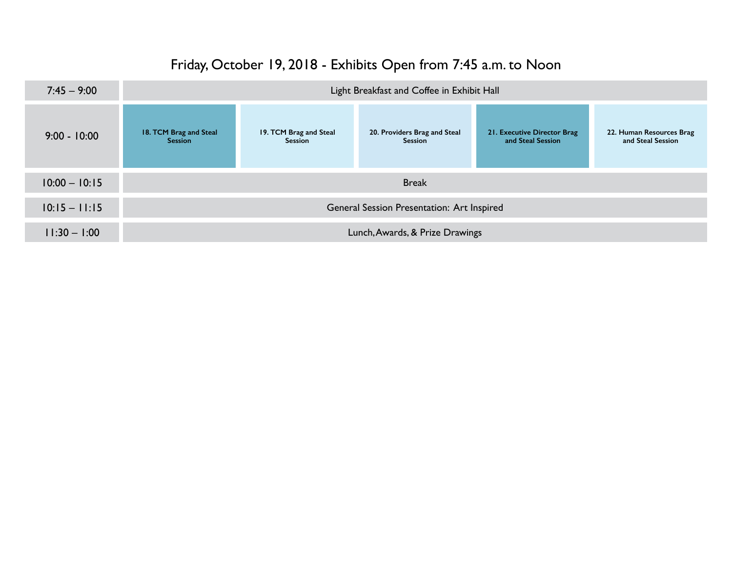## Friday, October 19, 2018 - Exhibits Open from 7:45 a.m. to Noon

| | | | | | |
|---|---|---|---|---|---|
| 7:45 – 9:00 | Light Breakfast and Coffee in Exhibit Hall | | | | |
| 9:00 - 10:00 | **18. TCM Brag and Steal Session** | **19. TCM Brag and Steal Session** | **20. Providers Brag and Steal Session** | **21. Executive Director Brag and Steal Session** | **22. Human Resources Brag and Steal Session** |
| 10:00 – 10:15 | Break | | | | |
| 10:15 – 11:15 | General Session Presentation: Art Inspired | | | | |
| 11:30 – 1:00 | Lunch, Awards, & Prize Drawings | | | | |